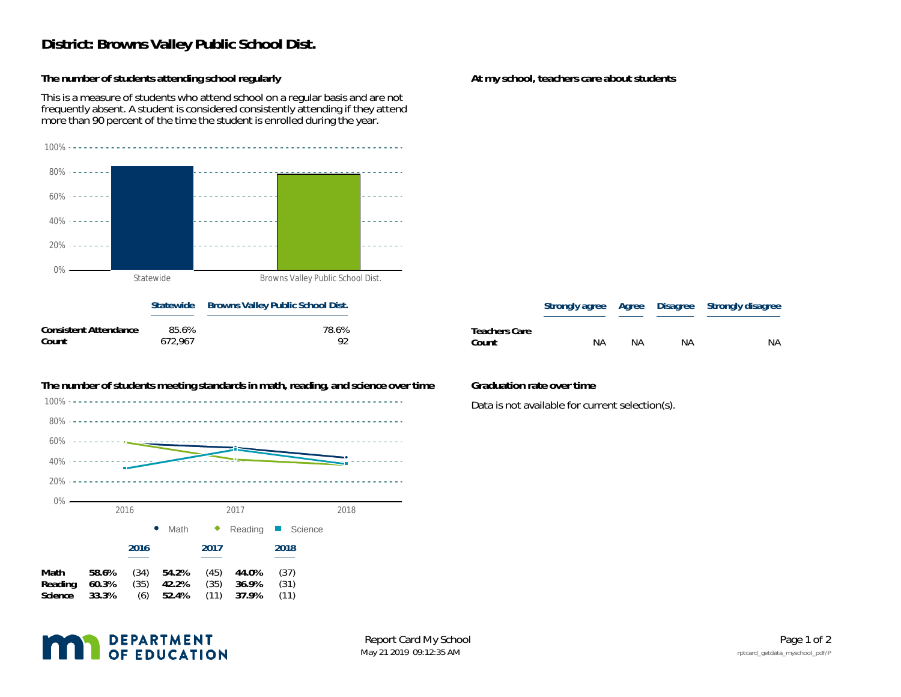# District: Browns Valley Public School Dist.

## The number of students attending school regularly

This is a measure of students who attend school on a regular basis and are not frequently absent. A student is considered consistently attending if they attend more than 90 percent of the time the student is enrolled during the year.

| | Statewide | Browns Valley Public School Dist. |
|---|---|---|
| **Consistent Attendance** | 85.6% | 78.6% |
| **Count** | 672,967 | 92 |

## At my school, teachers care about students

| | Strongly agree | Agree | Disagree | Strongly disagree |
|---|---|---|---|---|
| **Teachers Care** | | | | |
| **Count** | NA | NA | NA | NA |

## The number of students meeting standards in math, reading, and science over time

| | 2016 | | 2017 | | 2018 | |
|---|---|---|---|---|---|---|
| **Math** | **58.6%** | (34) | **54.2%** | (45) | **44.0%** | (37) |
| **Reading** | **60.3%** | (35) | **42.2%** | (35) | **36.9%** | (31) |
| **Science** | **33.3%** | (6) | **52.4%** | (11) | **37.9%** | (11) |

## Graduation rate over time

Data is not available for current selection(s).

Report Card My School

May 21 2019 09:12:35 AM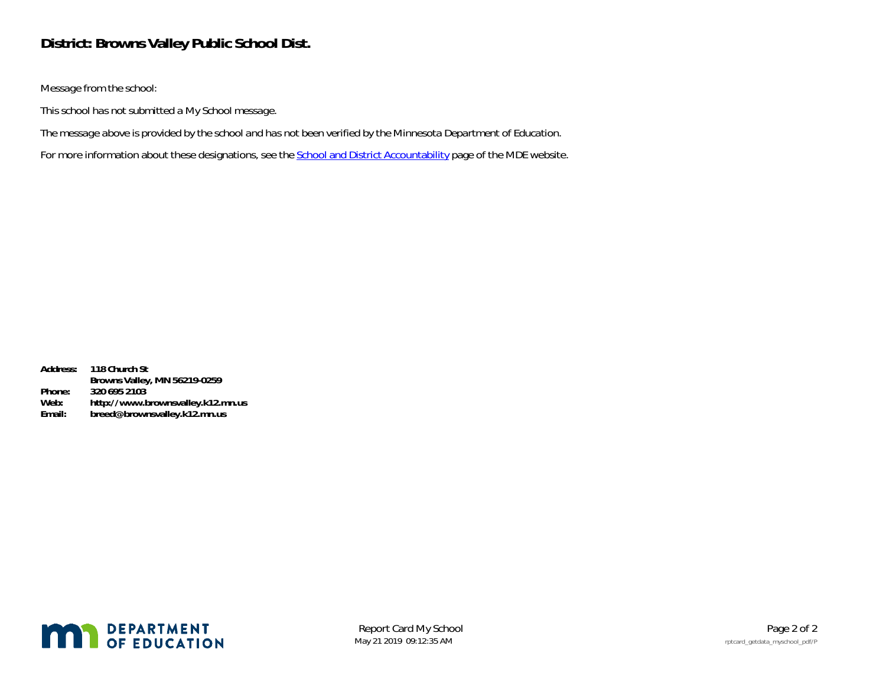# District: Browns Valley Public School Dist.

Message from the school:

This school has not submitted a My School message.

The message above is provided by the school and has not been verified by the Minnesota Department of Education.

For more information about these designations, see the [School and District Accountability]() page of the MDE website.

| | |
|---|---|
| **Address:** | **118 Church St** |
| | **Browns Valley, MN 56219-0259** |
| **Phone:** | **320 695 2103** |
| **Web:** | **http://www.brownsvalley.k12.mn.us** |
| **Email:** | **breed@brownsvalley.k12.mn.us** |

DEPARTMENT OF EDUCATION

Report Card My School

May 21 2019 09:12:35 AM

rptcard_getdata_myschool_pdf/P